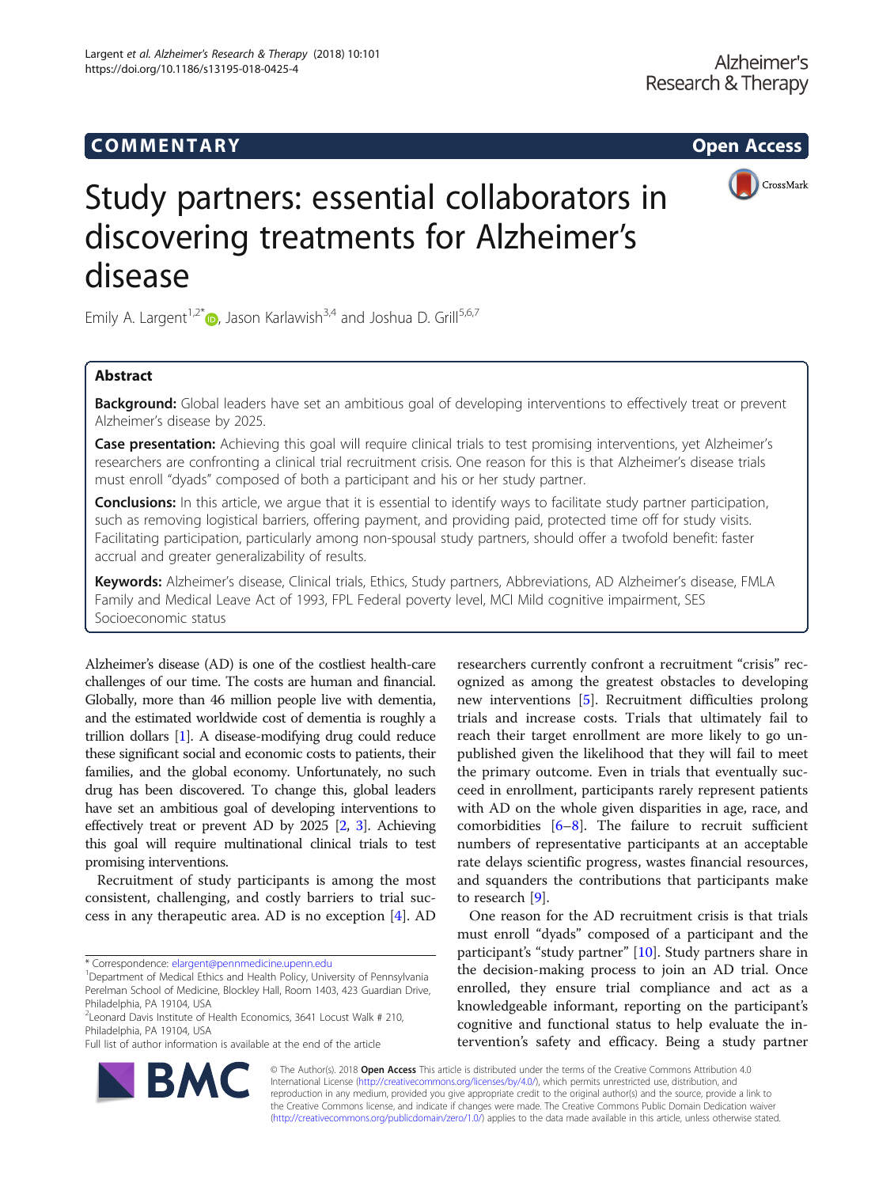COMMENTARY

Open Access

# Study partners: essential collaborators in discovering treatments for Alzheimer's disease

Emily A. Largent[1,2*], Jason Karlawish[3,4] and Joshua D. Grill[5,6,7]

## Abstract

**Background:** Global leaders have set an ambitious goal of developing interventions to effectively treat or prevent Alzheimer's disease by 2025.

**Case presentation:** Achieving this goal will require clinical trials to test promising interventions, yet Alzheimer's researchers are confronting a clinical trial recruitment crisis. One reason for this is that Alzheimer's disease trials must enroll "dyads" composed of both a participant and his or her study partner.

**Conclusions:** In this article, we argue that it is essential to identify ways to facilitate study partner participation, such as removing logistical barriers, offering payment, and providing paid, protected time off for study visits. Facilitating participation, particularly among non-spousal study partners, should offer a twofold benefit: faster accrual and greater generalizability of results.

**Keywords:** Alzheimer's disease, Clinical trials, Ethics, Study partners, Abbreviations, AD Alzheimer's disease, FMLA Family and Medical Leave Act of 1993, FPL Federal poverty level, MCI Mild cognitive impairment, SES Socioeconomic status

Alzheimer's disease (AD) is one of the costliest health-care challenges of our time. The costs are human and financial. Globally, more than 46 million people live with dementia, and the estimated worldwide cost of dementia is roughly a trillion dollars [1]. A disease-modifying drug could reduce these significant social and economic costs to patients, their families, and the global economy. Unfortunately, no such drug has been discovered. To change this, global leaders have set an ambitious goal of developing interventions to effectively treat or prevent AD by 2025 [2, 3]. Achieving this goal will require multinational clinical trials to test promising interventions.

Recruitment of study participants is among the most consistent, challenging, and costly barriers to trial success in any therapeutic area. AD is no exception [4]. AD researchers currently confront a recruitment "crisis" recognized as among the greatest obstacles to developing new interventions [5]. Recruitment difficulties prolong trials and increase costs. Trials that ultimately fail to reach their target enrollment are more likely to go unpublished given the likelihood that they will fail to meet the primary outcome. Even in trials that eventually succeed in enrollment, participants rarely represent patients with AD on the whole given disparities in age, race, and comorbidities [6–8]. The failure to recruit sufficient numbers of representative participants at an acceptable rate delays scientific progress, wastes financial resources, and squanders the contributions that participants make to research [9].

One reason for the AD recruitment crisis is that trials must enroll "dyads" composed of a participant and the participant's "study partner" [10]. Study partners share in the decision-making process to join an AD trial. Once enrolled, they ensure trial compliance and act as a knowledgeable informant, reporting on the participant's cognitive and functional status to help evaluate the intervention's safety and efficacy. Being a study partner

\* Correspondence: elargent@pennmedicine.upenn.edu
[1]Department of Medical Ethics and Health Policy, University of Pennsylvania Perelman School of Medicine, Blockley Hall, Room 1403, 423 Guardian Drive, Philadelphia, PA 19104, USA
[2]Leonard Davis Institute of Health Economics, 3641 Locust Walk # 210, Philadelphia, PA 19104, USA
Full list of author information is available at the end of the article

© The Author(s). 2018 **Open Access** This article is distributed under the terms of the Creative Commons Attribution 4.0 International License (http://creativecommons.org/licenses/by/4.0/), which permits unrestricted use, distribution, and reproduction in any medium, provided you give appropriate credit to the original author(s) and the source, provide a link to the Creative Commons license, and indicate if changes were made. The Creative Commons Public Domain Dedication waiver (http://creativecommons.org/publicdomain/zero/1.0/) applies to the data made available in this article, unless otherwise stated.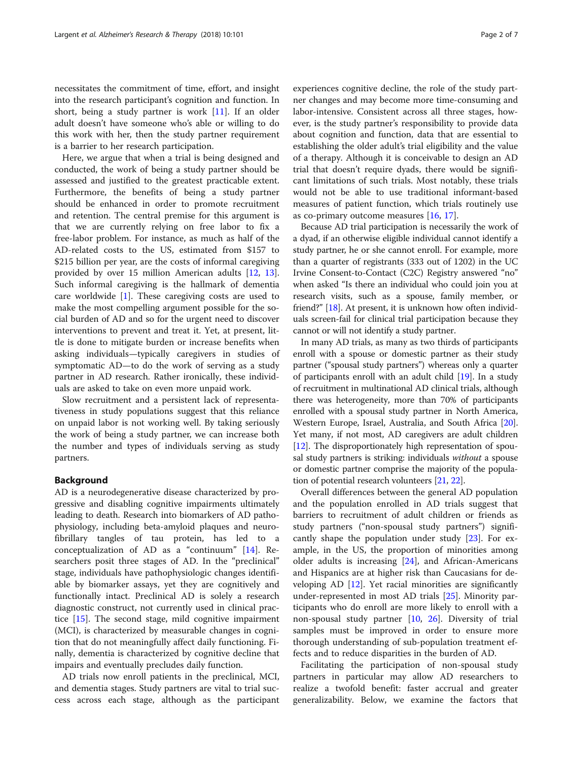necessitates the commitment of time, effort, and insight into the research participant's cognition and function. In short, being a study partner is work [11]. If an older adult doesn't have someone who's able or willing to do this work with her, then the study partner requirement is a barrier to her research participation.

Here, we argue that when a trial is being designed and conducted, the work of being a study partner should be assessed and justified to the greatest practicable extent. Furthermore, the benefits of being a study partner should be enhanced in order to promote recruitment and retention. The central premise for this argument is that we are currently relying on free labor to fix a free-labor problem. For instance, as much as half of the AD-related costs to the US, estimated from $157 to $215 billion per year, are the costs of informal caregiving provided by over 15 million American adults [12, 13]. Such informal caregiving is the hallmark of dementia care worldwide [1]. These caregiving costs are used to make the most compelling argument possible for the social burden of AD and so for the urgent need to discover interventions to prevent and treat it. Yet, at present, little is done to mitigate burden or increase benefits when asking individuals—typically caregivers in studies of symptomatic AD—to do the work of serving as a study partner in AD research. Rather ironically, these individuals are asked to take on even more unpaid work.

Slow recruitment and a persistent lack of representativeness in study populations suggest that this reliance on unpaid labor is not working well. By taking seriously the work of being a study partner, we can increase both the number and types of individuals serving as study partners.

## Background

AD is a neurodegenerative disease characterized by progressive and disabling cognitive impairments ultimately leading to death. Research into biomarkers of AD pathophysiology, including beta-amyloid plaques and neurofibrillary tangles of tau protein, has led to a conceptualization of AD as a "continuum" [14]. Researchers posit three stages of AD. In the "preclinical" stage, individuals have pathophysiologic changes identifiable by biomarker assays, yet they are cognitively and functionally intact. Preclinical AD is solely a research diagnostic construct, not currently used in clinical practice [15]. The second stage, mild cognitive impairment (MCI), is characterized by measurable changes in cognition that do not meaningfully affect daily functioning. Finally, dementia is characterized by cognitive decline that impairs and eventually precludes daily function.

AD trials now enroll patients in the preclinical, MCI, and dementia stages. Study partners are vital to trial success across each stage, although as the participant experiences cognitive decline, the role of the study partner changes and may become more time-consuming and labor-intensive. Consistent across all three stages, however, is the study partner's responsibility to provide data about cognition and function, data that are essential to establishing the older adult's trial eligibility and the value of a therapy. Although it is conceivable to design an AD trial that doesn't require dyads, there would be significant limitations of such trials. Most notably, these trials would not be able to use traditional informant-based measures of patient function, which trials routinely use as co-primary outcome measures [16, 17].

Because AD trial participation is necessarily the work of a dyad, if an otherwise eligible individual cannot identify a study partner, he or she cannot enroll. For example, more than a quarter of registrants (333 out of 1202) in the UC Irvine Consent-to-Contact (C2C) Registry answered "no" when asked "Is there an individual who could join you at research visits, such as a spouse, family member, or friend?" [18]. At present, it is unknown how often individuals screen-fail for clinical trial participation because they cannot or will not identify a study partner.

In many AD trials, as many as two thirds of participants enroll with a spouse or domestic partner as their study partner ("spousal study partners") whereas only a quarter of participants enroll with an adult child [19]. In a study of recruitment in multinational AD clinical trials, although there was heterogeneity, more than 70% of participants enrolled with a spousal study partner in North America, Western Europe, Israel, Australia, and South Africa [20]. Yet many, if not most, AD caregivers are adult children [12]. The disproportionately high representation of spousal study partners is striking: individuals *without* a spouse or domestic partner comprise the majority of the population of potential research volunteers [21, 22].

Overall differences between the general AD population and the population enrolled in AD trials suggest that barriers to recruitment of adult children or friends as study partners ("non-spousal study partners") significantly shape the population under study [23]. For example, in the US, the proportion of minorities among older adults is increasing [24], and African-Americans and Hispanics are at higher risk than Caucasians for developing AD [12]. Yet racial minorities are significantly under-represented in most AD trials [25]. Minority participants who do enroll are more likely to enroll with a non-spousal study partner [10, 26]. Diversity of trial samples must be improved in order to ensure more thorough understanding of sub-population treatment effects and to reduce disparities in the burden of AD.

Facilitating the participation of non-spousal study partners in particular may allow AD researchers to realize a twofold benefit: faster accrual and greater generalizability. Below, we examine the factors that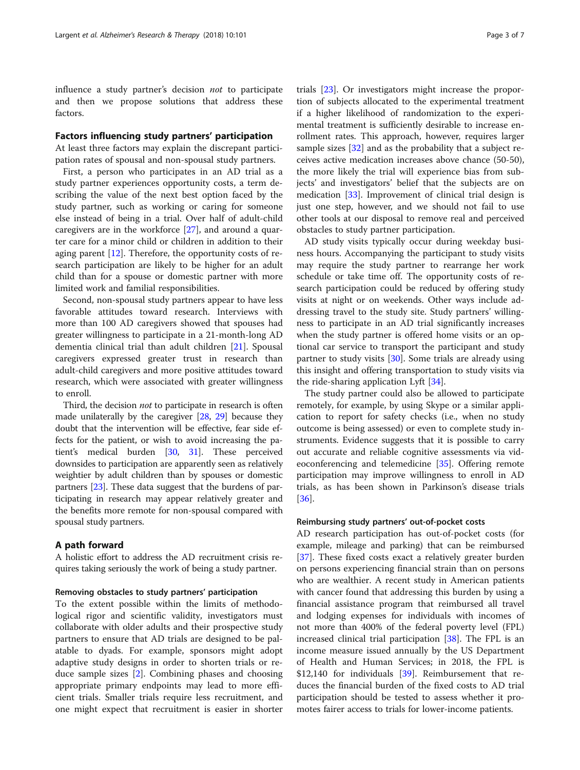influence a study partner's decision *not* to participate and then we propose solutions that address these factors.

## Factors influencing study partners' participation

At least three factors may explain the discrepant participation rates of spousal and non-spousal study partners.

First, a person who participates in an AD trial as a study partner experiences opportunity costs, a term describing the value of the next best option faced by the study partner, such as working or caring for someone else instead of being in a trial. Over half of adult-child caregivers are in the workforce [27], and around a quarter care for a minor child or children in addition to their aging parent [12]. Therefore, the opportunity costs of research participation are likely to be higher for an adult child than for a spouse or domestic partner with more limited work and familial responsibilities.

Second, non-spousal study partners appear to have less favorable attitudes toward research. Interviews with more than 100 AD caregivers showed that spouses had greater willingness to participate in a 21-month-long AD dementia clinical trial than adult children [21]. Spousal caregivers expressed greater trust in research than adult-child caregivers and more positive attitudes toward research, which were associated with greater willingness to enroll.

Third, the decision *not* to participate in research is often made unilaterally by the caregiver [28, 29] because they doubt that the intervention will be effective, fear side effects for the patient, or wish to avoid increasing the patient's medical burden [30, 31]. These perceived downsides to participation are apparently seen as relatively weightier by adult children than by spouses or domestic partners [23]. These data suggest that the burdens of participating in research may appear relatively greater and the benefits more remote for non-spousal compared with spousal study partners.

## A path forward

A holistic effort to address the AD recruitment crisis requires taking seriously the work of being a study partner.

### Removing obstacles to study partners' participation

To the extent possible within the limits of methodological rigor and scientific validity, investigators must collaborate with older adults and their prospective study partners to ensure that AD trials are designed to be palatable to dyads. For example, sponsors might adopt adaptive study designs in order to shorten trials or reduce sample sizes [2]. Combining phases and choosing appropriate primary endpoints may lead to more efficient trials. Smaller trials require less recruitment, and one might expect that recruitment is easier in shorter trials [23]. Or investigators might increase the proportion of subjects allocated to the experimental treatment if a higher likelihood of randomization to the experimental treatment is sufficiently desirable to increase enrollment rates. This approach, however, requires larger sample sizes [32] and as the probability that a subject receives active medication increases above chance (50-50), the more likely the trial will experience bias from subjects' and investigators' belief that the subjects are on medication [33]. Improvement of clinical trial design is just one step, however, and we should not fail to use other tools at our disposal to remove real and perceived obstacles to study partner participation.

AD study visits typically occur during weekday business hours. Accompanying the participant to study visits may require the study partner to rearrange her work schedule or take time off. The opportunity costs of research participation could be reduced by offering study visits at night or on weekends. Other ways include addressing travel to the study site. Study partners' willingness to participate in an AD trial significantly increases when the study partner is offered home visits or an optional car service to transport the participant and study partner to study visits [30]. Some trials are already using this insight and offering transportation to study visits via the ride-sharing application Lyft [34].

The study partner could also be allowed to participate remotely, for example, by using Skype or a similar application to report for safety checks (i.e., when no study outcome is being assessed) or even to complete study instruments. Evidence suggests that it is possible to carry out accurate and reliable cognitive assessments via videoconferencing and telemedicine [35]. Offering remote participation may improve willingness to enroll in AD trials, as has been shown in Parkinson's disease trials [36].

### Reimbursing study partners' out-of-pocket costs

AD research participation has out-of-pocket costs (for example, mileage and parking) that can be reimbursed [37]. These fixed costs exact a relatively greater burden on persons experiencing financial strain than on persons who are wealthier. A recent study in American patients with cancer found that addressing this burden by using a financial assistance program that reimbursed all travel and lodging expenses for individuals with incomes of not more than 400% of the federal poverty level (FPL) increased clinical trial participation [38]. The FPL is an income measure issued annually by the US Department of Health and Human Services; in 2018, the FPL is $12,140 for individuals [39]. Reimbursement that reduces the financial burden of the fixed costs to AD trial participation should be tested to assess whether it promotes fairer access to trials for lower-income patients.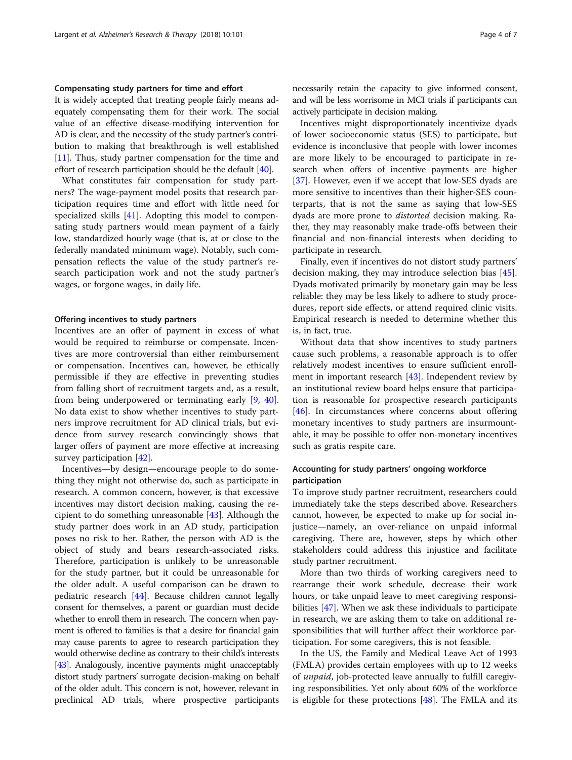### Compensating study partners for time and effort

It is widely accepted that treating people fairly means adequately compensating them for their work. The social value of an effective disease-modifying intervention for AD is clear, and the necessity of the study partner's contribution to making that breakthrough is well established [11]. Thus, study partner compensation for the time and effort of research participation should be the default [40].

What constitutes fair compensation for study partners? The wage-payment model posits that research participation requires time and effort with little need for specialized skills [41]. Adopting this model to compensating study partners would mean payment of a fairly low, standardized hourly wage (that is, at or close to the federally mandated minimum wage). Notably, such compensation reflects the value of the study partner's research participation work and not the study partner's wages, or forgone wages, in daily life.

### Offering incentives to study partners

Incentives are an offer of payment in excess of what would be required to reimburse or compensate. Incentives are more controversial than either reimbursement or compensation. Incentives can, however, be ethically permissible if they are effective in preventing studies from falling short of recruitment targets and, as a result, from being underpowered or terminating early [9, 40]. No data exist to show whether incentives to study partners improve recruitment for AD clinical trials, but evidence from survey research convincingly shows that larger offers of payment are more effective at increasing survey participation [42].

Incentives—by design—encourage people to do something they might not otherwise do, such as participate in research. A common concern, however, is that excessive incentives may distort decision making, causing the recipient to do something unreasonable [43]. Although the study partner does work in an AD study, participation poses no risk to her. Rather, the person with AD is the object of study and bears research-associated risks. Therefore, participation is unlikely to be unreasonable for the study partner, but it could be unreasonable for the older adult. A useful comparison can be drawn to pediatric research [44]. Because children cannot legally consent for themselves, a parent or guardian must decide whether to enroll them in research. The concern when payment is offered to families is that a desire for financial gain may cause parents to agree to research participation they would otherwise decline as contrary to their child's interests [43]. Analogously, incentive payments might unacceptably distort study partners' surrogate decision-making on behalf of the older adult. This concern is not, however, relevant in preclinical AD trials, where prospective participants necessarily retain the capacity to give informed consent, and will be less worrisome in MCI trials if participants can actively participate in decision making.

Incentives might disproportionately incentivize dyads of lower socioeconomic status (SES) to participate, but evidence is inconclusive that people with lower incomes are more likely to be encouraged to participate in research when offers of incentive payments are higher [37]. However, even if we accept that low-SES dyads are more sensitive to incentives than their higher-SES counterparts, that is not the same as saying that low-SES dyads are more prone to *distorted* decision making. Rather, they may reasonably make trade-offs between their financial and non-financial interests when deciding to participate in research.

Finally, even if incentives do not distort study partners' decision making, they may introduce selection bias [45]. Dyads motivated primarily by monetary gain may be less reliable: they may be less likely to adhere to study procedures, report side effects, or attend required clinic visits. Empirical research is needed to determine whether this is, in fact, true.

Without data that show incentives to study partners cause such problems, a reasonable approach is to offer relatively modest incentives to ensure sufficient enrollment in important research [43]. Independent review by an institutional review board helps ensure that participation is reasonable for prospective research participants [46]. In circumstances where concerns about offering monetary incentives to study partners are insurmountable, it may be possible to offer non-monetary incentives such as gratis respite care.

### Accounting for study partners' ongoing workforce participation

To improve study partner recruitment, researchers could immediately take the steps described above. Researchers cannot, however, be expected to make up for social injustice—namely, an over-reliance on unpaid informal caregiving. There are, however, steps by which other stakeholders could address this injustice and facilitate study partner recruitment.

More than two thirds of working caregivers need to rearrange their work schedule, decrease their work hours, or take unpaid leave to meet caregiving responsibilities [47]. When we ask these individuals to participate in research, we are asking them to take on additional responsibilities that will further affect their workforce participation. For some caregivers, this is not feasible.

In the US, the Family and Medical Leave Act of 1993 (FMLA) provides certain employees with up to 12 weeks of *unpaid*, job-protected leave annually to fulfill caregiving responsibilities. Yet only about 60% of the workforce is eligible for these protections [48]. The FMLA and its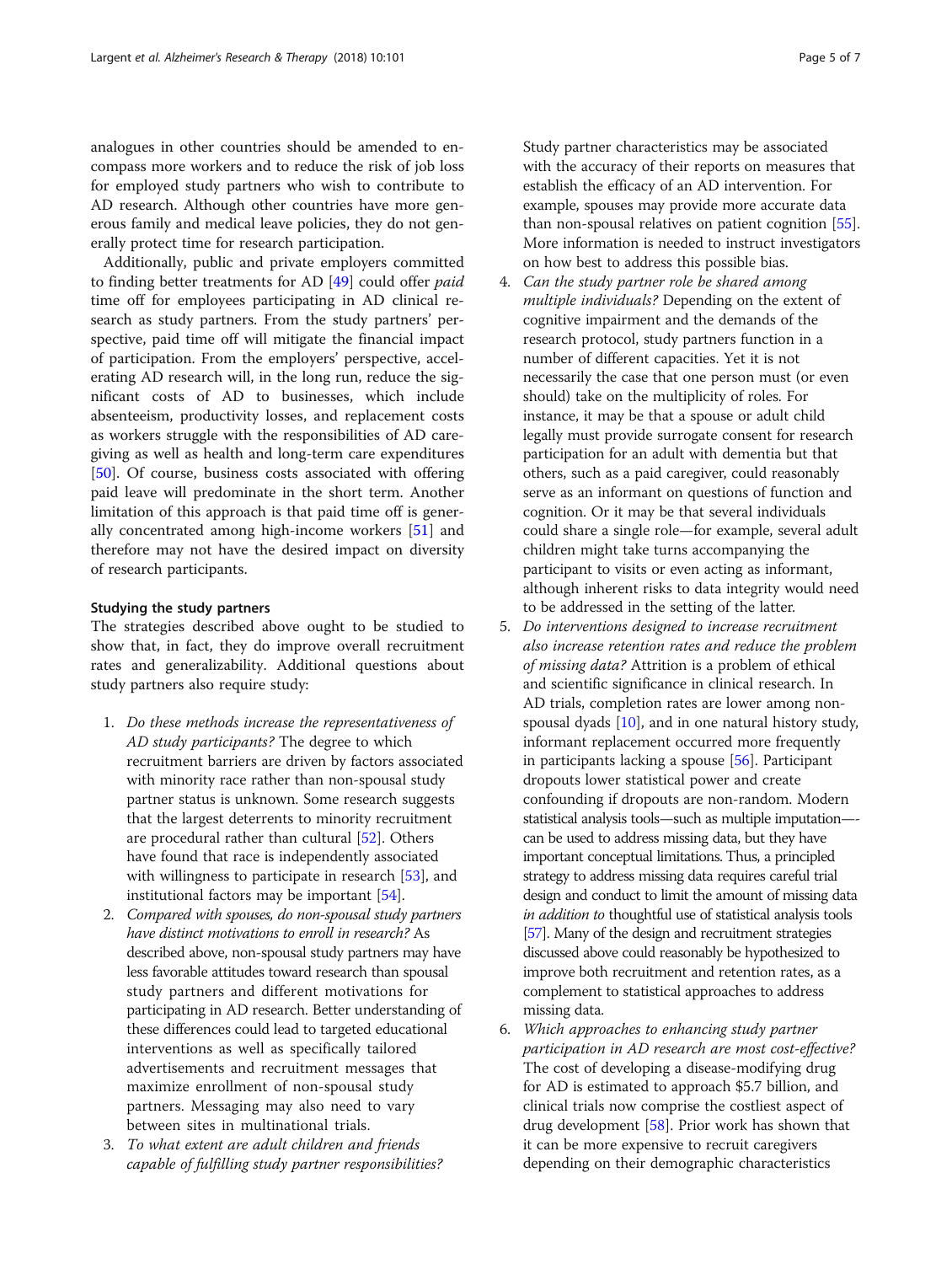analogues in other countries should be amended to encompass more workers and to reduce the risk of job loss for employed study partners who wish to contribute to AD research. Although other countries have more generous family and medical leave policies, they do not generally protect time for research participation.

Additionally, public and private employers committed to finding better treatments for AD [49] could offer *paid* time off for employees participating in AD clinical research as study partners. From the study partners' perspective, paid time off will mitigate the financial impact of participation. From the employers' perspective, accelerating AD research will, in the long run, reduce the significant costs of AD to businesses, which include absenteeism, productivity losses, and replacement costs as workers struggle with the responsibilities of AD caregiving as well as health and long-term care expenditures [50]. Of course, business costs associated with offering paid leave will predominate in the short term. Another limitation of this approach is that paid time off is generally concentrated among high-income workers [51] and therefore may not have the desired impact on diversity of research participants.

#### Studying the study partners

The strategies described above ought to be studied to show that, in fact, they do improve overall recruitment rates and generalizability. Additional questions about study partners also require study:

1. *Do these methods increase the representativeness of AD study participants?* The degree to which recruitment barriers are driven by factors associated with minority race rather than non-spousal study partner status is unknown. Some research suggests that the largest deterrents to minority recruitment are procedural rather than cultural [52]. Others have found that race is independently associated with willingness to participate in research [53], and institutional factors may be important [54].
2. *Compared with spouses, do non-spousal study partners have distinct motivations to enroll in research?* As described above, non-spousal study partners may have less favorable attitudes toward research than spousal study partners and different motivations for participating in AD research. Better understanding of these differences could lead to targeted educational interventions as well as specifically tailored advertisements and recruitment messages that maximize enrollment of non-spousal study partners. Messaging may also need to vary between sites in multinational trials.
3. *To what extent are adult children and friends capable of fulfilling study partner responsibilities?* Study partner characteristics may be associated with the accuracy of their reports on measures that establish the efficacy of an AD intervention. For example, spouses may provide more accurate data than non-spousal relatives on patient cognition [55]. More information is needed to instruct investigators on how best to address this possible bias.
4. *Can the study partner role be shared among multiple individuals?* Depending on the extent of cognitive impairment and the demands of the research protocol, study partners function in a number of different capacities. Yet it is not necessarily the case that one person must (or even should) take on the multiplicity of roles. For instance, it may be that a spouse or adult child legally must provide surrogate consent for research participation for an adult with dementia but that others, such as a paid caregiver, could reasonably serve as an informant on questions of function and cognition. Or it may be that several individuals could share a single role—for example, several adult children might take turns accompanying the participant to visits or even acting as informant, although inherent risks to data integrity would need to be addressed in the setting of the latter.
5. *Do interventions designed to increase recruitment also increase retention rates and reduce the problem of missing data?* Attrition is a problem of ethical and scientific significance in clinical research. In AD trials, completion rates are lower among non-spousal dyads [10], and in one natural history study, informant replacement occurred more frequently in participants lacking a spouse [56]. Participant dropouts lower statistical power and create confounding if dropouts are non-random. Modern statistical analysis tools—such as multiple imputation—can be used to address missing data, but they have important conceptual limitations. Thus, a principled strategy to address missing data requires careful trial design and conduct to limit the amount of missing data *in addition to* thoughtful use of statistical analysis tools [57]. Many of the design and recruitment strategies discussed above could reasonably be hypothesized to improve both recruitment and retention rates, as a complement to statistical approaches to address missing data.
6. *Which approaches to enhancing study partner participation in AD research are most cost-effective?* The cost of developing a disease-modifying drug for AD is estimated to approach \$5.7 billion, and clinical trials now comprise the costliest aspect of drug development [58]. Prior work has shown that it can be more expensive to recruit caregivers depending on their demographic characteristics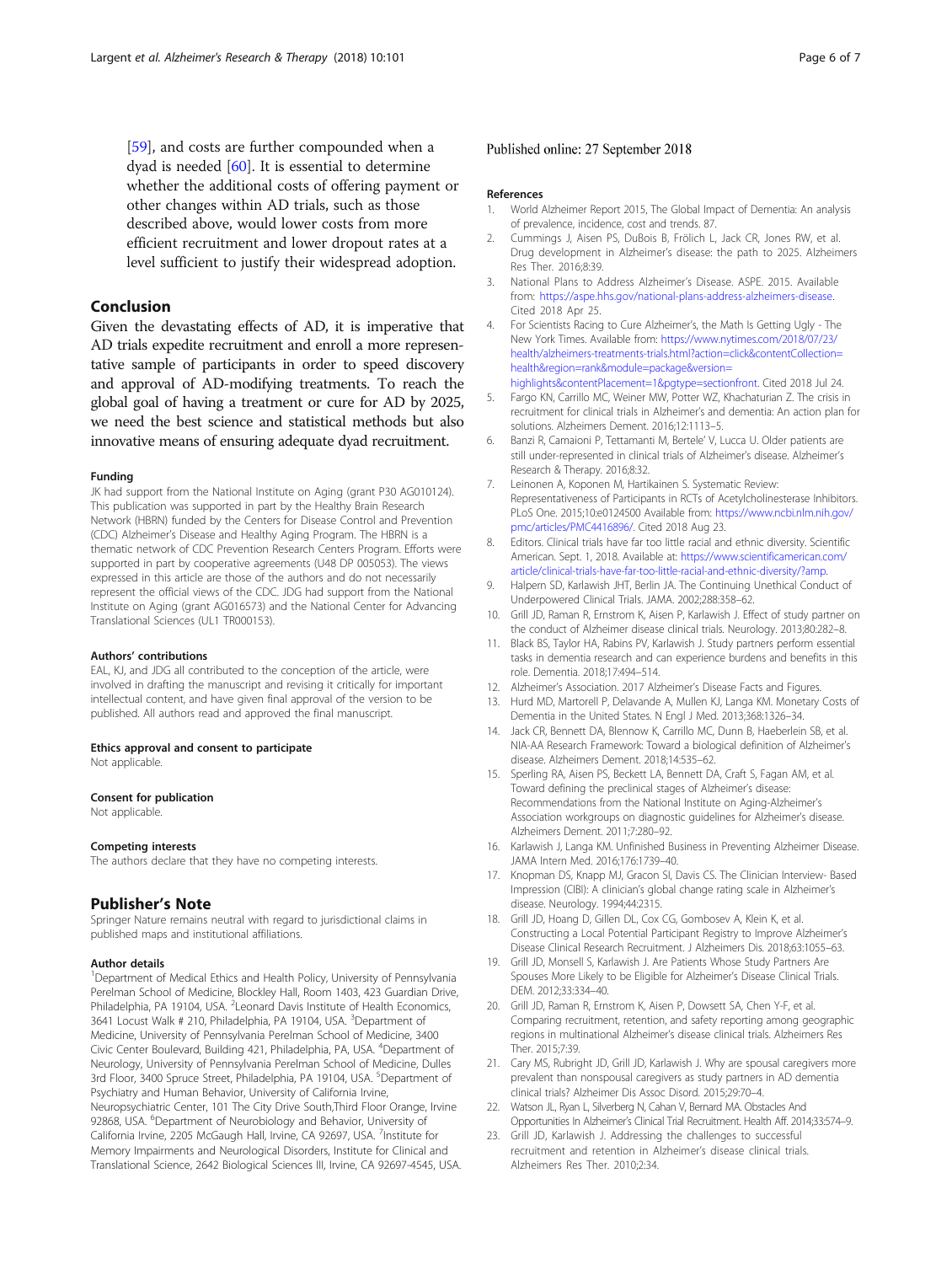[59], and costs are further compounded when a dyad is needed [60]. It is essential to determine whether the additional costs of offering payment or other changes within AD trials, such as those described above, would lower costs from more efficient recruitment and lower dropout rates at a level sufficient to justify their widespread adoption.

## Conclusion

Given the devastating effects of AD, it is imperative that AD trials expedite recruitment and enroll a more representative sample of participants in order to speed discovery and approval of AD-modifying treatments. To reach the global goal of having a treatment or cure for AD by 2025, we need the best science and statistical methods but also innovative means of ensuring adequate dyad recruitment.

#### Funding

JK had support from the National Institute on Aging (grant P30 AG010124). This publication was supported in part by the Healthy Brain Research Network (HBRN) funded by the Centers for Disease Control and Prevention (CDC) Alzheimer's Disease and Healthy Aging Program. The HBRN is a thematic network of CDC Prevention Research Centers Program. Efforts were supported in part by cooperative agreements (U48 DP 005053). The views expressed in this article are those of the authors and do not necessarily represent the official views of the CDC. JDG had support from the National Institute on Aging (grant AG016573) and the National Center for Advancing Translational Sciences (UL1 TR000153).

#### Authors' contributions

EAL, KJ, and JDG all contributed to the conception of the article, were involved in drafting the manuscript and revising it critically for important intellectual content, and have given final approval of the version to be published. All authors read and approved the final manuscript.

#### Ethics approval and consent to participate

Not applicable.

#### Consent for publication

Not applicable.

#### Competing interests

The authors declare that they have no competing interests.

## Publisher's Note

Springer Nature remains neutral with regard to jurisdictional claims in published maps and institutional affiliations.

#### Author details

[1]Department of Medical Ethics and Health Policy, University of Pennsylvania Perelman School of Medicine, Blockley Hall, Room 1403, 423 Guardian Drive, Philadelphia, PA 19104, USA. [2]Leonard Davis Institute of Health Economics, 3641 Locust Walk # 210, Philadelphia, PA 19104, USA. [3]Department of Medicine, University of Pennsylvania Perelman School of Medicine, 3400 Civic Center Boulevard, Building 421, Philadelphia, PA, USA. [4]Department of Neurology, University of Pennsylvania Perelman School of Medicine, Dulles 3rd Floor, 3400 Spruce Street, Philadelphia, PA 19104, USA. [5]Department of Psychiatry and Human Behavior, University of California Irvine, Neuropsychiatric Center, 101 The City Drive South,Third Floor Orange, Irvine 92868, USA. [6]Department of Neurobiology and Behavior, University of California Irvine, 2205 McGaugh Hall, Irvine, CA 92697, USA. [7]Institute for Memory Impairments and Neurological Disorders, Institute for Clinical and Translational Science, 2642 Biological Sciences III, Irvine, CA 92697-4545, USA.

Published online: 27 September 2018

#### References

1. World Alzheimer Report 2015, The Global Impact of Dementia: An analysis of prevalence, incidence, cost and trends. 87.
2. Cummings J, Aisen PS, DuBois B, Frölich L, Jack CR, Jones RW, et al. Drug development in Alzheimer's disease: the path to 2025. Alzheimers Res Ther. 2016;8:39.
3. National Plans to Address Alzheimer's Disease. ASPE. 2015. Available from: https://aspe.hhs.gov/national-plans-address-alzheimers-disease. Cited 2018 Apr 25.
4. For Scientists Racing to Cure Alzheimer's, the Math Is Getting Ugly - The New York Times. Available from: https://www.nytimes.com/2018/07/23/health/alzheimers-treatments-trials.html?action=click&contentCollection=health&region=rank&module=package&version=highlights&contentPlacement=1&pgtype=sectionfront. Cited 2018 Jul 24.
5. Fargo KN, Carrillo MC, Weiner MW, Potter WZ, Khachaturian Z. The crisis in recruitment for clinical trials in Alzheimer's and dementia: An action plan for solutions. Alzheimers Dement. 2016;12:1113–5.
6. Banzi R, Camaioni P, Tettamanti M, Bertele' V, Lucca U. Older patients are still under-represented in clinical trials of Alzheimer's disease. Alzheimer's Research & Therapy. 2016;8:32.
7. Leinonen A, Koponen M, Hartikainen S. Systematic Review: Representativeness of Participants in RCTs of Acetylcholinesterase Inhibitors. PLoS One. 2015;10:e0124500 Available from: https://www.ncbi.nlm.nih.gov/pmc/articles/PMC4416896/. Cited 2018 Aug 23.
8. Editors. Clinical trials have far too little racial and ethnic diversity. Scientific American. Sept. 1, 2018. Available at: https://www.scientificamerican.com/article/clinical-trials-have-far-too-little-racial-and-ethnic-diversity/?amp.
9. Halpern SD, Karlawish JHT, Berlin JA. The Continuing Unethical Conduct of Underpowered Clinical Trials. JAMA. 2002;288:358–62.
10. Grill JD, Raman R, Ernstrom K, Aisen P, Karlawish J. Effect of study partner on the conduct of Alzheimer disease clinical trials. Neurology. 2013;80:282–8.
11. Black BS, Taylor HA, Rabins PV, Karlawish J. Study partners perform essential tasks in dementia research and can experience burdens and benefits in this role. Dementia. 2018;17:494–514.
12. Alzheimer's Association. 2017 Alzheimer's Disease Facts and Figures.
13. Hurd MD, Martorell P, Delavande A, Mullen KJ, Langa KM. Monetary Costs of Dementia in the United States. N Engl J Med. 2013;368:1326–34.
14. Jack CR, Bennett DA, Blennow K, Carrillo MC, Dunn B, Haeberlein SB, et al. NIA-AA Research Framework: Toward a biological definition of Alzheimer's disease. Alzheimers Dement. 2018;14:535–62.
15. Sperling RA, Aisen PS, Beckett LA, Bennett DA, Craft S, Fagan AM, et al. Toward defining the preclinical stages of Alzheimer's disease: Recommendations from the National Institute on Aging-Alzheimer's Association workgroups on diagnostic guidelines for Alzheimer's disease. Alzheimers Dement. 2011;7:280–92.
16. Karlawish J, Langa KM. Unfinished Business in Preventing Alzheimer Disease. JAMA Intern Med. 2016;176:1739–40.
17. Knopman DS, Knapp MJ, Gracon SI, Davis CS. The Clinician Interview- Based Impression (CIBI): A clinician's global change rating scale in Alzheimer's disease. Neurology. 1994;44:2315.
18. Grill JD, Hoang D, Gillen DL, Cox CG, Gombosev A, Klein K, et al. Constructing a Local Potential Participant Registry to Improve Alzheimer's Disease Clinical Research Recruitment. J Alzheimers Dis. 2018;63:1055–63.
19. Grill JD, Monsell S, Karlawish J. Are Patients Whose Study Partners Are Spouses More Likely to be Eligible for Alzheimer's Disease Clinical Trials. DEM. 2012;33:334–40.
20. Grill JD, Raman R, Ernstrom K, Aisen P, Dowsett SA, Chen Y-F, et al. Comparing recruitment, retention, and safety reporting among geographic regions in multinational Alzheimer's disease clinical trials. Alzheimers Res Ther. 2015;7:39.
21. Cary MS, Rubright JD, Grill JD, Karlawish J. Why are spousal caregivers more prevalent than nonspousal caregivers as study partners in AD dementia clinical trials? Alzheimer Dis Assoc Disord. 2015;29:70–4.
22. Watson JL, Ryan L, Silverberg N, Cahan V, Bernard MA. Obstacles And Opportunities In Alzheimer's Clinical Trial Recruitment. Health Aff. 2014;33:574–9.
23. Grill JD, Karlawish J. Addressing the challenges to successful recruitment and retention in Alzheimer's disease clinical trials. Alzheimers Res Ther. 2010;2:34.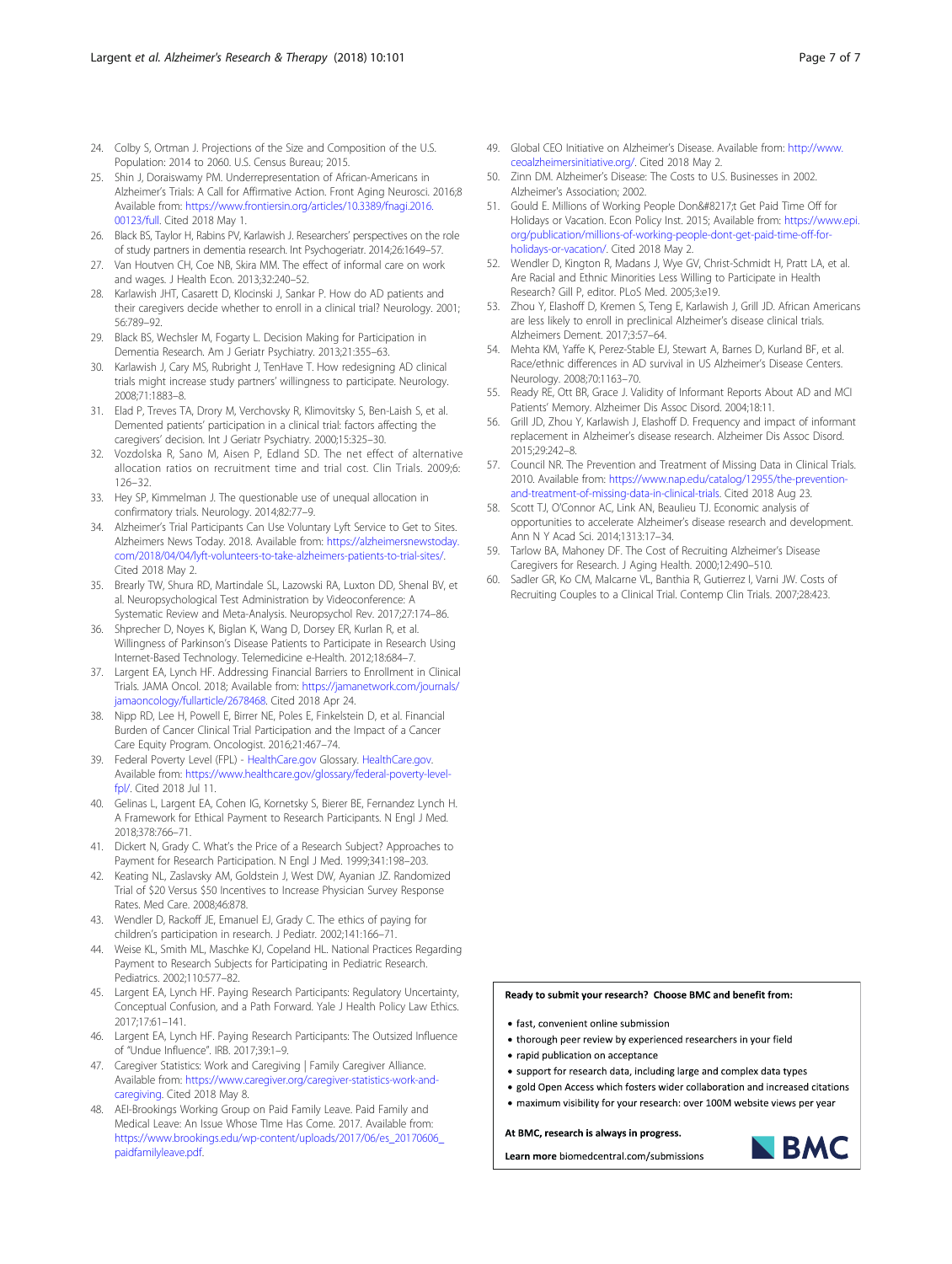24. Colby S, Ortman J. Projections of the Size and Composition of the U.S. Population: 2014 to 2060. U.S. Census Bureau; 2015.
25. Shin J, Doraiswamy PM. Underrepresentation of African-Americans in Alzheimer's Trials: A Call for Affirmative Action. Front Aging Neurosci. 2016;8 Available from: https://www.frontiersin.org/articles/10.3389/fnagi.2016.00123/full. Cited 2018 May 1.
26. Black BS, Taylor H, Rabins PV, Karlawish J. Researchers' perspectives on the role of study partners in dementia research. Int Psychogeriatr. 2014;26:1649–57.
27. Van Houtven CH, Coe NB, Skira MM. The effect of informal care on work and wages. J Health Econ. 2013;32:240–52.
28. Karlawish JHT, Casarett D, Klocinski J, Sankar P. How do AD patients and their caregivers decide whether to enroll in a clinical trial? Neurology. 2001; 56:789–92.
29. Black BS, Wechsler M, Fogarty L. Decision Making for Participation in Dementia Research. Am J Geriatr Psychiatry. 2013;21:355–63.
30. Karlawish J, Cary MS, Rubright J, TenHave T. How redesigning AD clinical trials might increase study partners' willingness to participate. Neurology. 2008;71:1883–8.
31. Elad P, Treves TA, Drory M, Verchovsky R, Klimovitsky S, Ben-Laish S, et al. Demented patients' participation in a clinical trial: factors affecting the caregivers' decision. Int J Geriatr Psychiatry. 2000;15:325–30.
32. Vozdolska R, Sano M, Aisen P, Edland SD. The net effect of alternative allocation ratios on recruitment time and trial cost. Clin Trials. 2009;6: 126–32.
33. Hey SP, Kimmelman J. The questionable use of unequal allocation in confirmatory trials. Neurology. 2014;82:77–9.
34. Alzheimer's Trial Participants Can Use Voluntary Lyft Service to Get to Sites. Alzheimers News Today. 2018. Available from: https://alzheimersnewstoday.com/2018/04/04/lyft-volunteers-to-take-alzheimers-patients-to-trial-sites/. Cited 2018 May 2.
35. Brearly TW, Shura RD, Martindale SL, Lazowski RA, Luxton DD, Shenal BV, et al. Neuropsychological Test Administration by Videoconference: A Systematic Review and Meta-Analysis. Neuropsychol Rev. 2017;27:174–86.
36. Shprecher D, Noyes K, Biglan K, Wang D, Dorsey ER, Kurlan R, et al. Willingness of Parkinson's Disease Patients to Participate in Research Using Internet-Based Technology. Telemedicine e-Health. 2012;18:684–7.
37. Largent EA, Lynch HF. Addressing Financial Barriers to Enrollment in Clinical Trials. JAMA Oncol. 2018; Available from: https://jamanetwork.com/journals/jamaoncology/fullarticle/2678468. Cited 2018 Apr 24.
38. Nipp RD, Lee H, Powell E, Birrer NE, Poles E, Finkelstein D, et al. Financial Burden of Cancer Clinical Trial Participation and the Impact of a Cancer Care Equity Program. Oncologist. 2016;21:467–74.
39. Federal Poverty Level (FPL) - HealthCare.gov Glossary. HealthCare.gov. Available from: https://www.healthcare.gov/glossary/federal-poverty-level-fpl/. Cited 2018 Jul 11.
40. Gelinas L, Largent EA, Cohen IG, Kornetsky S, Bierer BE, Fernandez Lynch H. A Framework for Ethical Payment to Research Participants. N Engl J Med. 2018;378:766–71.
41. Dickert N, Grady C. What's the Price of a Research Subject? Approaches to Payment for Research Participation. N Engl J Med. 1999;341:198–203.
42. Keating NL, Zaslavsky AM, Goldstein J, West DW, Ayanian JZ. Randomized Trial of $20 Versus $50 Incentives to Increase Physician Survey Response Rates. Med Care. 2008;46:878.
43. Wendler D, Rackoff JE, Emanuel EJ, Grady C. The ethics of paying for children's participation in research. J Pediatr. 2002;141:166–71.
44. Weise KL, Smith ML, Maschke KJ, Copeland HL. National Practices Regarding Payment to Research Subjects for Participating in Pediatric Research. Pediatrics. 2002;110:577–82.
45. Largent EA, Lynch HF. Paying Research Participants: Regulatory Uncertainty, Conceptual Confusion, and a Path Forward. Yale J Health Policy Law Ethics. 2017;17:61–141.
46. Largent EA, Lynch HF. Paying Research Participants: The Outsized Influence of "Undue Influence". IRB. 2017;39:1–9.
47. Caregiver Statistics: Work and Caregiving | Family Caregiver Alliance. Available from: https://www.caregiver.org/caregiver-statistics-work-and-caregiving. Cited 2018 May 8.
48. AEI-Brookings Working Group on Paid Family Leave. Paid Family and Medical Leave: An Issue Whose Time Has Come. 2017. Available from: https://www.brookings.edu/wp-content/uploads/2017/06/es_20170606_paidfamilyleave.pdf.
49. Global CEO Initiative on Alzheimer's Disease. Available from: http://www.ceoalzheimersinitiative.org/. Cited 2018 May 2.
50. Zinn DM. Alzheimer's Disease: The Costs to U.S. Businesses in 2002. Alzheimer's Association; 2002.
51. Gould E. Millions of Working People Don&#8217;t Get Paid Time Off for Holidays or Vacation. Econ Policy Inst. 2015; Available from: https://www.epi.org/publication/millions-of-working-people-dont-get-paid-time-off-for-holidays-or-vacation/. Cited 2018 May 2.
52. Wendler D, Kington R, Madans J, Wye GV, Christ-Schmidt H, Pratt LA, et al. Are Racial and Ethnic Minorities Less Willing to Participate in Health Research? Gill P, editor. PLoS Med. 2005;3:e19.
53. Zhou Y, Elashoff D, Kremen S, Teng E, Karlawish J, Grill JD. African Americans are less likely to enroll in preclinical Alzheimer's disease clinical trials. Alzheimers Dement. 2017;3:57–64.
54. Mehta KM, Yaffe K, Perez-Stable EJ, Stewart A, Barnes D, Kurland BF, et al. Race/ethnic differences in AD survival in US Alzheimer's Disease Centers. Neurology. 2008;70:1163–70.
55. Ready RE, Ott BR, Grace J. Validity of Informant Reports About AD and MCI Patients' Memory. Alzheimer Dis Assoc Disord. 2004;18:11.
56. Grill JD, Zhou Y, Karlawish J, Elashoff D. Frequency and impact of informant replacement in Alzheimer's disease research. Alzheimer Dis Assoc Disord. 2015;29:242–8.
57. Council NR. The Prevention and Treatment of Missing Data in Clinical Trials. 2010. Available from: https://www.nap.edu/catalog/12955/the-prevention-and-treatment-of-missing-data-in-clinical-trials. Cited 2018 Aug 23.
58. Scott TJ, O'Connor AC, Link AN, Beaulieu TJ. Economic analysis of opportunities to accelerate Alzheimer's disease research and development. Ann N Y Acad Sci. 2014;1313:17–34.
59. Tarlow BA, Mahoney DF. The Cost of Recruiting Alzheimer's Disease Caregivers for Research. J Aging Health. 2000;12:490–510.
60. Sadler GR, Ko CM, Malcarne VL, Banthia R, Gutierrez I, Varni JW. Costs of Recruiting Couples to a Clinical Trial. Contemp Clin Trials. 2007;28:423.

**Ready to submit your research? Choose BMC and benefit from:**

- fast, convenient online submission
- thorough peer review by experienced researchers in your field
- rapid publication on acceptance
- support for research data, including large and complex data types
- gold Open Access which fosters wider collaboration and increased citations
- maximum visibility for your research: over 100M website views per year

**At BMC, research is always in progress.**

**Learn more** biomedcentral.com/submissions

BMC